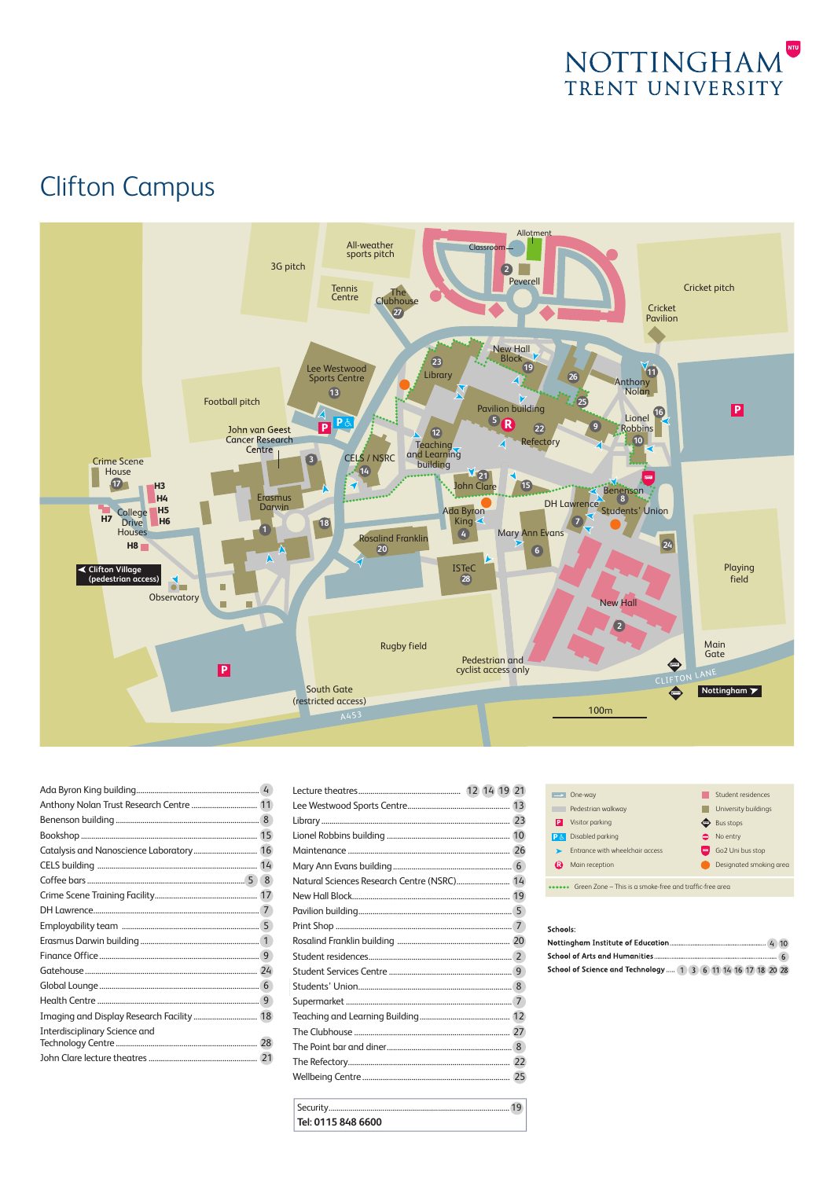# NOTTINGHAM TRENT UNIVERSITY

## Clifton Campus

| Building | No. |
|---|---|
| Ada Byron King building | 4 |
| Anthony Nolan Trust Research Centre | 11 |
| Benenson building | 8 |
| Bookshop | 15 |
| Catalysis and Nanoscience Laboratory | 16 |
| CELS building | 14 |
| Coffee bars | 5 8 |
| Crime Scene Training Facility | 17 |
| DH Lawrence | 7 |
| Employability team | 5 |
| Erasmus Darwin building | 1 |
| Finance Office | 9 |
| Gatehouse | 24 |
| Global Lounge | 6 |
| Health Centre | 9 |
| Imaging and Display Research Facility | 18 |
| Interdisciplinary Science and Technology Centre | 28 |
| John Clare lecture theatres | 21 |
| Lecture theatres | 12 14 19 21 |
| Lee Westwood Sports Centre | 13 |
| Library | 23 |
| Lionel Robbins building | 10 |
| Maintenance | 26 |
| Mary Ann Evans building | 6 |
| Natural Sciences Research Centre (NSRC) | 14 |
| New Hall Block | 19 |
| Pavilion building | 5 |
| Print Shop | 7 |
| Rosalind Franklin building | 20 |
| Student residences | 2 |
| Student Services Centre | 9 |
| Students' Union | 8 |
| Supermarket | 7 |
| Teaching and Learning Building | 12 |
| The Clubhouse | 27 |
| The Point bar and diner | 8 |
| The Refectory | 22 |
| Wellbeing Centre | 25 |

Security ... 19
**Tel: 0115 848 6600**

**Key:**

- One-way
- Pedestrian walkway
- Visitor parking
- Disabled parking
- Entrance with wheelchair access
- Main reception
- Student residences
- University buildings
- Bus stops
- No entry
- Go2 Uni bus stop
- Designated smoking area
- Green Zone – This is a smoke-free and traffic-free area

**Schools:**

| School | Buildings |
|---|---|
| **Nottingham Institute of Education** | 4 10 |
| **School of Arts and Humanities** | 6 |
| **School of Science and Technology** | 1 3 6 11 14 16 17 18 20 28 |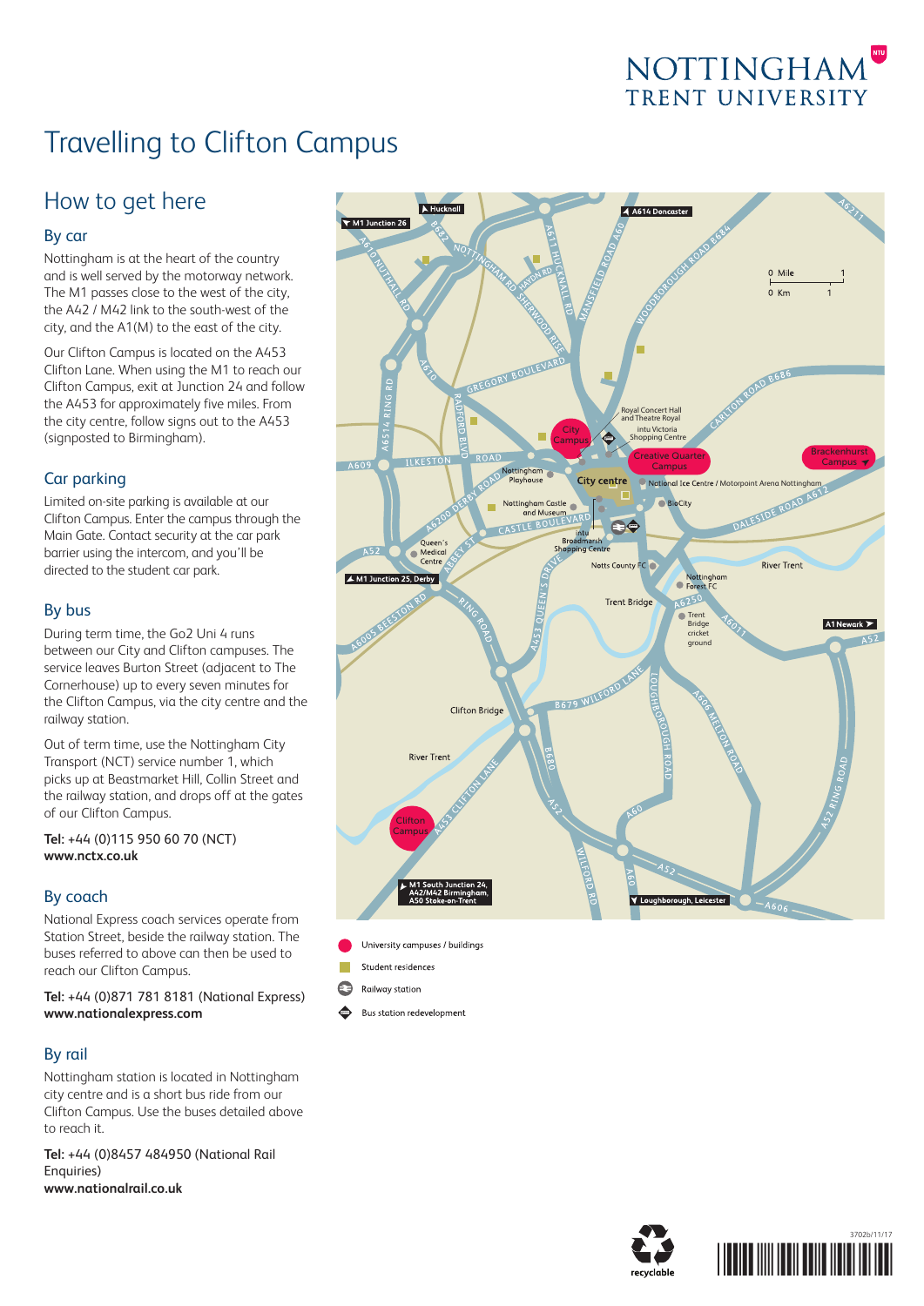# Travelling to Clifton Campus

## How to get here

### By car

Nottingham is at the heart of the country and is well served by the motorway network. The M1 passes close to the west of the city, the A42 / M42 link to the south-west of the city, and the A1(M) to the east of the city.

Our Clifton Campus is located on the A453 Clifton Lane. When using the M1 to reach our Clifton Campus, exit at Junction 24 and follow the A453 for approximately five miles. From the city centre, follow signs out to the A453 (signposted to Birmingham).

### Car parking

Limited on-site parking is available at our Clifton Campus. Enter the campus through the Main Gate. Contact security at the car park barrier using the intercom, and you'll be directed to the student car park.

### By bus

During term time, the Go2 Uni 4 runs between our City and Clifton campuses. The service leaves Burton Street (adjacent to The Cornerhouse) up to every seven minutes for the Clifton Campus, via the city centre and the railway station.

Out of term time, use the Nottingham City Transport (NCT) service number 1, which picks up at Beastmarket Hill, Collin Street and the railway station, and drops off at the gates of our Clifton Campus.

**Tel:** +44 (0)115 950 60 70 (NCT)
**www.nctx.co.uk**

### By coach

National Express coach services operate from Station Street, beside the railway station. The buses referred to above can then be used to reach our Clifton Campus.

**Tel:** +44 (0)871 781 8181 (National Express)
**www.nationalexpress.com**

### By rail

Nottingham station is located in Nottingham city centre and is a short bus ride from our Clifton Campus. Use the buses detailed above to reach it.

**Tel:** +44 (0)8457 484950 (National Rail Enquiries)
**www.nationalrail.co.uk**

University campuses / buildings
Student residences
Railway station
Bus station redevelopment

3702b/11/17